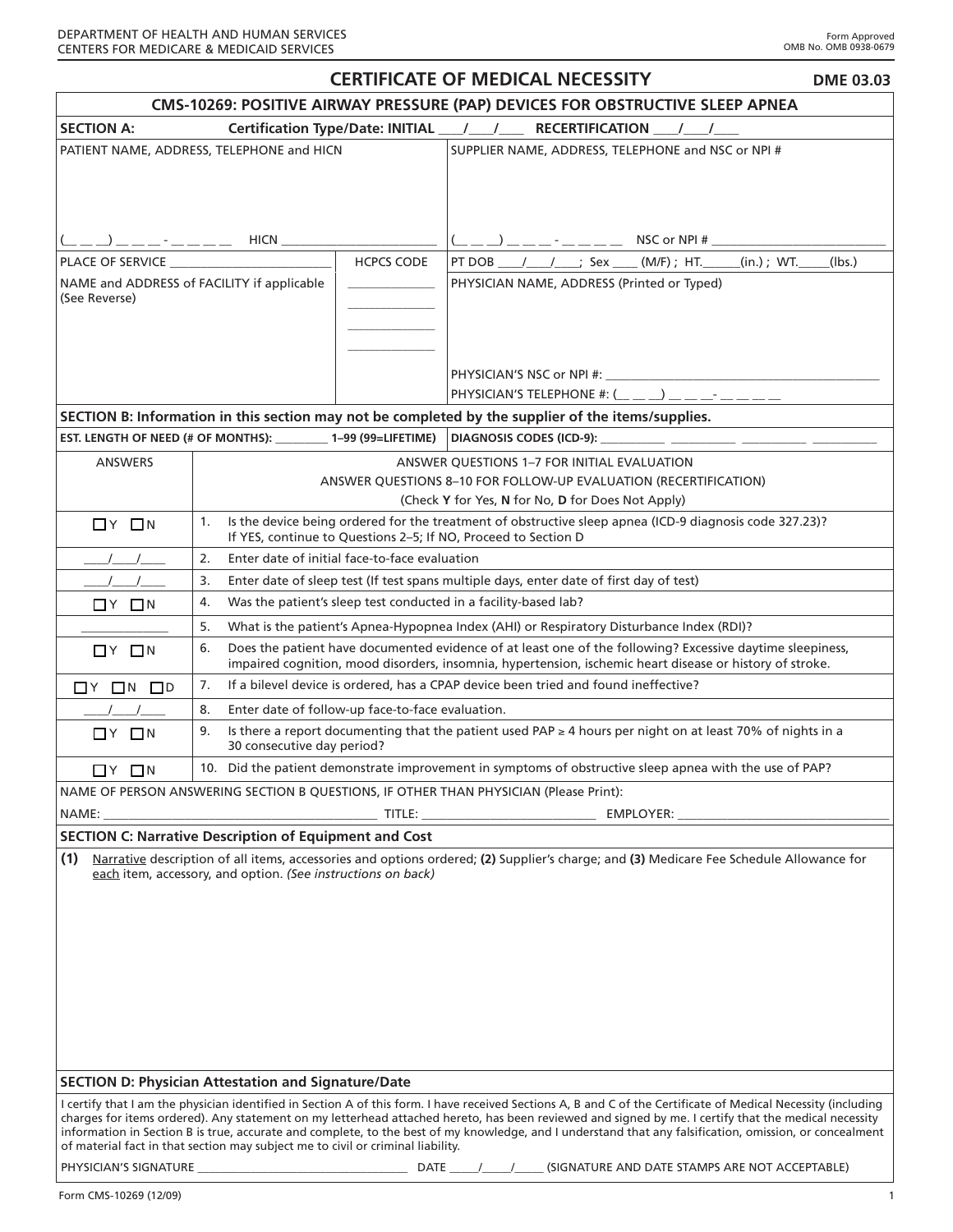DEPARTMENT OF HEALTH AND HUMAN SERVICES
CENTERS FOR MEDICARE & MEDICAID SERVICES

Form Approved
OMB No. OMB 0938-0679

# CERTIFICATE OF MEDICAL NECESSITY

**DME 03.03**

## CMS-10269: POSITIVE AIRWAY PRESSURE (PAP) DEVICES FOR OBSTRUCTIVE SLEEP APNEA

**SECTION A:** **Certification Type/Date: INITIAL ___/___/___ RECERTIFICATION ___/___/___**

| PATIENT NAME, ADDRESS, TELEPHONE and HICN | | SUPPLIER NAME, ADDRESS, TELEPHONE and NSC or NPI # |
|---|---|---|
| (__ __ __) __ __ __ - __ __ __ __ HICN ______________ | | (__ __ __) __ __ __ - __ __ __ __ NSC or NPI # ______________ |
| PLACE OF SERVICE ______________ | HCPCS CODE | PT DOB ___/___/___; Sex ___ (M/F); HT.____(in.); WT.____(lbs.) |
| NAME and ADDRESS of FACILITY if applicable (See Reverse) | ______ ______ ______ ______ | PHYSICIAN NAME, ADDRESS (Printed or Typed) |
| | | PHYSICIAN'S NSC or NPI #: ______________ |
| | | PHYSICIAN'S TELEPHONE #: (__ __ __) __ __ __- __ __ __ __ |

**SECTION B: Information in this section may not be completed by the supplier of the items/supplies.**

**EST. LENGTH OF NEED (# OF MONTHS):** ______ **1–99 (99=LIFETIME)** | **DIAGNOSIS CODES (ICD-9):** ______ ______ ______ ______

| ANSWERS | ANSWER QUESTIONS 1–7 FOR INITIAL EVALUATION<br>ANSWER QUESTIONS 8–10 FOR FOLLOW-UP EVALUATION (RECERTIFICATION)<br>(Check **Y** for Yes, **N** for No, **D** for Does Not Apply) |
|---|---|
| ☐Y ☐N | 1. Is the device being ordered for the treatment of obstructive sleep apnea (ICD-9 diagnosis code 327.23)? If YES, continue to Questions 2–5; If NO, Proceed to Section D |
| ___/___/___ | 2. Enter date of initial face-to-face evaluation |
| ___/___/___ | 3. Enter date of sleep test (If test spans multiple days, enter date of first day of test) |
| ☐Y ☐N | 4. Was the patient's sleep test conducted in a facility-based lab? |
| ______ | 5. What is the patient's Apnea-Hypopnea Index (AHI) or Respiratory Disturbance Index (RDI)? |
| ☐Y ☐N | 6. Does the patient have documented evidence of at least one of the following? Excessive daytime sleepiness, impaired cognition, mood disorders, insomnia, hypertension, ischemic heart disease or history of stroke. |
| ☐Y ☐N ☐D | 7. If a bilevel device is ordered, has a CPAP device been tried and found ineffective? |
| ___/___/___ | 8. Enter date of follow-up face-to-face evaluation. |
| ☐Y ☐N | 9. Is there a report documenting that the patient used PAP ≥ 4 hours per night on at least 70% of nights in a 30 consecutive day period? |
| ☐Y ☐N | 10. Did the patient demonstrate improvement in symptoms of obstructive sleep apnea with the use of PAP? |

NAME OF PERSON ANSWERING SECTION B QUESTIONS, IF OTHER THAN PHYSICIAN (Please Print):

NAME: ______________________ TITLE: ______________ EMPLOYER: ______________

**SECTION C: Narrative Description of Equipment and Cost**

**(1)** Narrative description of all items, accessories and options ordered; **(2)** Supplier's charge; and **(3)** Medicare Fee Schedule Allowance for each item, accessory, and option. *(See instructions on back)*

**SECTION D: Physician Attestation and Signature/Date**

I certify that I am the physician identified in Section A of this form. I have received Sections A, B and C of the Certificate of Medical Necessity (including charges for items ordered). Any statement on my letterhead attached hereto, has been reviewed and signed by me. I certify that the medical necessity information in Section B is true, accurate and complete, to the best of my knowledge, and I understand that any falsification, omission, or concealment of material fact in that section may subject me to civil or criminal liability.

PHYSICIAN'S SIGNATURE ______________________ DATE ____/____/____ (SIGNATURE AND DATE STAMPS ARE NOT ACCEPTABLE)

Form CMS-10269 (12/09)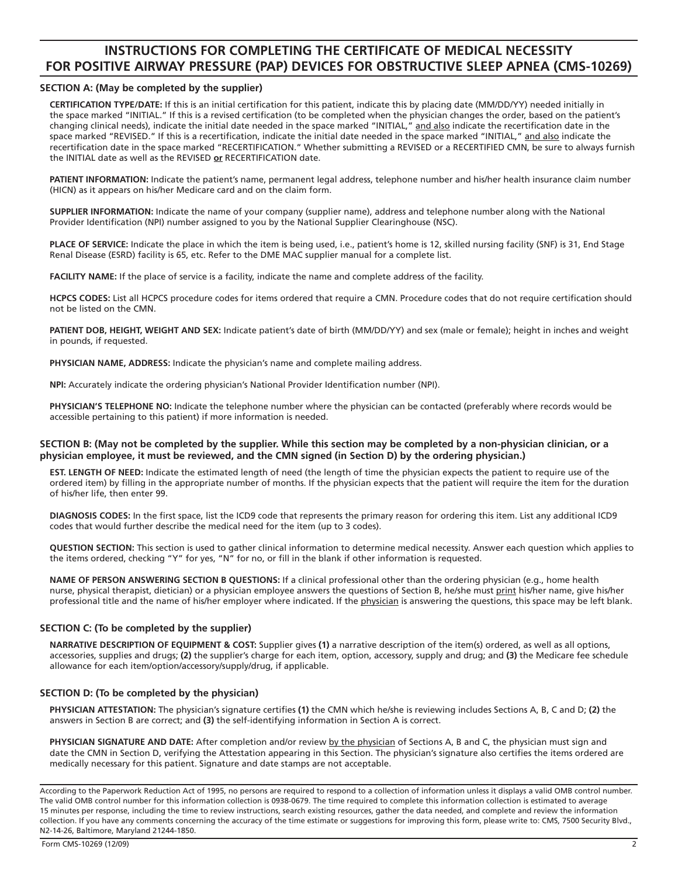# INSTRUCTIONS FOR COMPLETING THE CERTIFICATE OF MEDICAL NECESSITY FOR POSITIVE AIRWAY PRESSURE (PAP) DEVICES FOR OBSTRUCTIVE SLEEP APNEA (CMS-10269)

## SECTION A: (May be completed by the supplier)

**CERTIFICATION TYPE/DATE:** If this is an initial certification for this patient, indicate this by placing date (MM/DD/YY) needed initially in the space marked "INITIAL." If this is a revised certification (to be completed when the physician changes the order, based on the patient's changing clinical needs), indicate the initial date needed in the space marked "INITIAL," and also indicate the recertification date in the space marked "REVISED." If this is a recertification, indicate the initial date needed in the space marked "INITIAL," and also indicate the recertification date in the space marked "RECERTIFICATION." Whether submitting a REVISED or a RECERTIFIED CMN, be sure to always furnish the INITIAL date as well as the REVISED **or** RECERTIFICATION date.

**PATIENT INFORMATION:** Indicate the patient's name, permanent legal address, telephone number and his/her health insurance claim number (HICN) as it appears on his/her Medicare card and on the claim form.

**SUPPLIER INFORMATION:** Indicate the name of your company (supplier name), address and telephone number along with the National Provider Identification (NPI) number assigned to you by the National Supplier Clearinghouse (NSC).

**PLACE OF SERVICE:** Indicate the place in which the item is being used, i.e., patient's home is 12, skilled nursing facility (SNF) is 31, End Stage Renal Disease (ESRD) facility is 65, etc. Refer to the DME MAC supplier manual for a complete list.

**FACILITY NAME:** If the place of service is a facility, indicate the name and complete address of the facility.

**HCPCS CODES:** List all HCPCS procedure codes for items ordered that require a CMN. Procedure codes that do not require certification should not be listed on the CMN.

**PATIENT DOB, HEIGHT, WEIGHT AND SEX:** Indicate patient's date of birth (MM/DD/YY) and sex (male or female); height in inches and weight in pounds, if requested.

**PHYSICIAN NAME, ADDRESS:** Indicate the physician's name and complete mailing address.

**NPI:** Accurately indicate the ordering physician's National Provider Identification number (NPI).

**PHYSICIAN'S TELEPHONE NO:** Indicate the telephone number where the physician can be contacted (preferably where records would be accessible pertaining to this patient) if more information is needed.

## SECTION B: (May not be completed by the supplier. While this section may be completed by a non-physician clinician, or a physician employee, it must be reviewed, and the CMN signed (in Section D) by the ordering physician.)

**EST. LENGTH OF NEED:** Indicate the estimated length of need (the length of time the physician expects the patient to require use of the ordered item) by filling in the appropriate number of months. If the physician expects that the patient will require the item for the duration of his/her life, then enter 99.

**DIAGNOSIS CODES:** In the first space, list the ICD9 code that represents the primary reason for ordering this item. List any additional ICD9 codes that would further describe the medical need for the item (up to 3 codes).

**QUESTION SECTION:** This section is used to gather clinical information to determine medical necessity. Answer each question which applies to the items ordered, checking "Y" for yes, "N" for no, or fill in the blank if other information is requested.

**NAME OF PERSON ANSWERING SECTION B QUESTIONS:** If a clinical professional other than the ordering physician (e.g., home health nurse, physical therapist, dietician) or a physician employee answers the questions of Section B, he/she must print his/her name, give his/her professional title and the name of his/her employer where indicated. If the physician is answering the questions, this space may be left blank.

## SECTION C: (To be completed by the supplier)

**NARRATIVE DESCRIPTION OF EQUIPMENT & COST:** Supplier gives **(1)** a narrative description of the item(s) ordered, as well as all options, accessories, supplies and drugs; **(2)** the supplier's charge for each item, option, accessory, supply and drug; and **(3)** the Medicare fee schedule allowance for each item/option/accessory/supply/drug, if applicable.

## SECTION D: (To be completed by the physician)

**PHYSICIAN ATTESTATION:** The physician's signature certifies **(1)** the CMN which he/she is reviewing includes Sections A, B, C and D; **(2)** the answers in Section B are correct; and **(3)** the self-identifying information in Section A is correct.

**PHYSICIAN SIGNATURE AND DATE:** After completion and/or review by the physician of Sections A, B and C, the physician must sign and date the CMN in Section D, verifying the Attestation appearing in this Section. The physician's signature also certifies the items ordered are medically necessary for this patient. Signature and date stamps are not acceptable.

According to the Paperwork Reduction Act of 1995, no persons are required to respond to a collection of information unless it displays a valid OMB control number. The valid OMB control number for this information collection is 0938-0679. The time required to complete this information collection is estimated to average 15 minutes per response, including the time to review instructions, search existing resources, gather the data needed, and complete and review the information collection. If you have any comments concerning the accuracy of the time estimate or suggestions for improving this form, please write to: CMS, 7500 Security Blvd., N2-14-26, Baltimore, Maryland 21244-1850.

Form CMS-10269 (12/09)